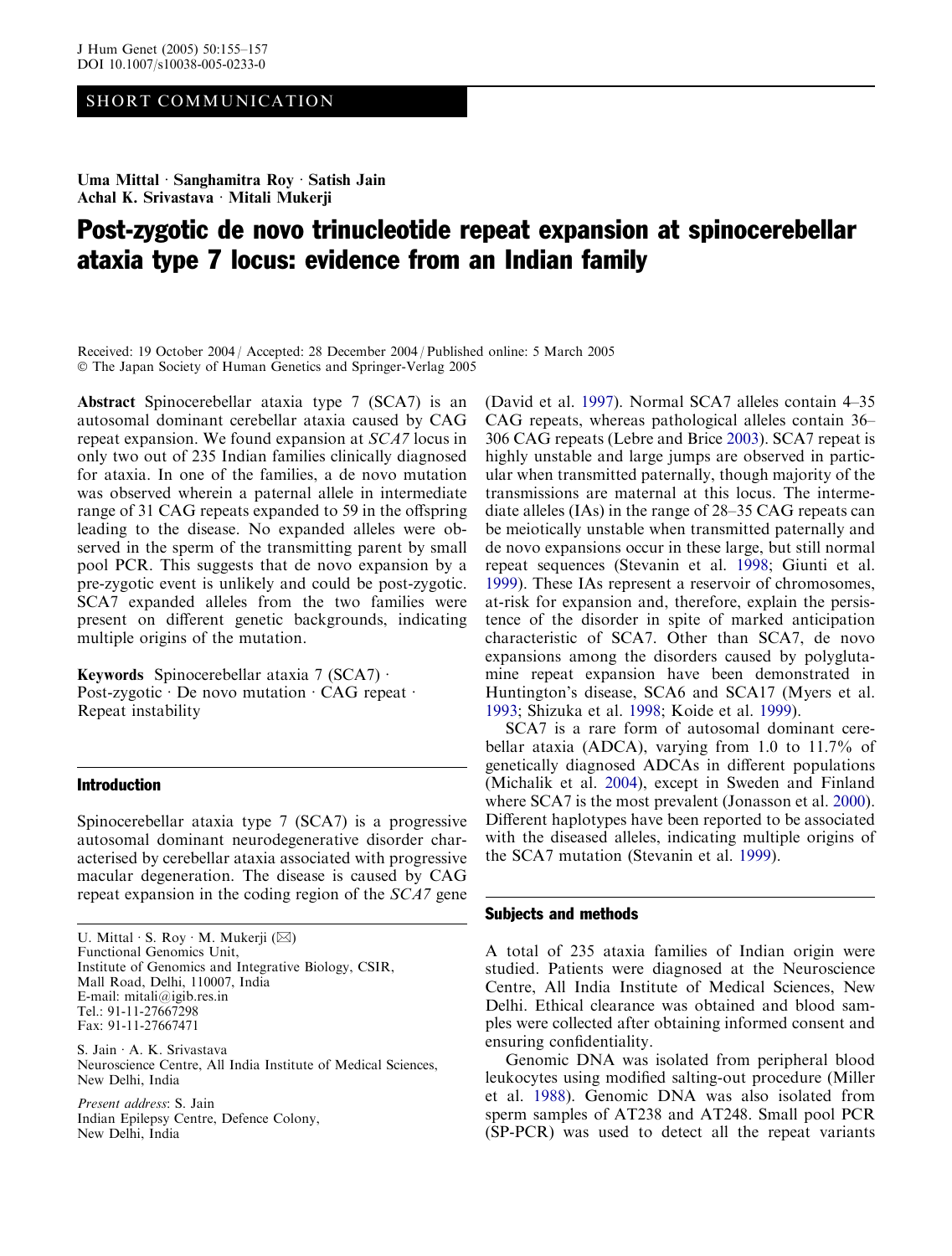SHORT COMMUNICATION

**Uma Mittal · Sanghamitra Roy · Satish Jain**
**Achal K. Srivastava · Mitali Mukerji**

# Post-zygotic de novo trinucleotide repeat expansion at spinocerebellar ataxia type 7 locus: evidence from an Indian family

Received: 19 October 2004 / Accepted: 28 December 2004 / Published online: 5 March 2005
© The Japan Society of Human Genetics and Springer-Verlag 2005

**Abstract** Spinocerebellar ataxia type 7 (SCA7) is an autosomal dominant cerebellar ataxia caused by CAG repeat expansion. We found expansion at *SCA7* locus in only two out of 235 Indian families clinically diagnosed for ataxia. In one of the families, a de novo mutation was observed wherein a paternal allele in intermediate range of 31 CAG repeats expanded to 59 in the offspring leading to the disease. No expanded alleles were observed in the sperm of the transmitting parent by small pool PCR. This suggests that de novo expansion by a pre-zygotic event is unlikely and could be post-zygotic. SCA7 expanded alleles from the two families were present on different genetic backgrounds, indicating multiple origins of the mutation.

**Keywords** Spinocerebellar ataxia 7 (SCA7) · Post-zygotic · De novo mutation · CAG repeat · Repeat instability

## Introduction

Spinocerebellar ataxia type 7 (SCA7) is a progressive autosomal dominant neurodegenerative disorder characterised by cerebellar ataxia associated with progressive macular degeneration. The disease is caused by CAG repeat expansion in the coding region of the *SCA7* gene (David et al. 1997). Normal SCA7 alleles contain 4–35 CAG repeats, whereas pathological alleles contain 36–306 CAG repeats (Lebre and Brice 2003). SCA7 repeat is highly unstable and large jumps are observed in particular when transmitted paternally, though majority of the transmissions are maternal at this locus. The intermediate alleles (IAs) in the range of 28–35 CAG repeats can be meiotically unstable when transmitted paternally and de novo expansions occur in these large, but still normal repeat sequences (Stevanin et al. 1998; Giunti et al. 1999). These IAs represent a reservoir of chromosomes, at-risk for expansion and, therefore, explain the persistence of the disorder in spite of marked anticipation characteristic of SCA7. Other than SCA7, de novo expansions among the disorders caused by polyglutamine repeat expansion have been demonstrated in Huntington's disease, SCA6 and SCA17 (Myers et al. 1993; Shizuka et al. 1998; Koide et al. 1999).

SCA7 is a rare form of autosomal dominant cerebellar ataxia (ADCA), varying from 1.0 to 11.7% of genetically diagnosed ADCAs in different populations (Michalik et al. 2004), except in Sweden and Finland where SCA7 is the most prevalent (Jonasson et al. 2000). Different haplotypes have been reported to be associated with the diseased alleles, indicating multiple origins of the SCA7 mutation (Stevanin et al. 1999).

## Subjects and methods

A total of 235 ataxia families of Indian origin were studied. Patients were diagnosed at the Neuroscience Centre, All India Institute of Medical Sciences, New Delhi. Ethical clearance was obtained and blood samples were collected after obtaining informed consent and ensuring confidentiality.

Genomic DNA was isolated from peripheral blood leukocytes using modified salting-out procedure (Miller et al. 1988). Genomic DNA was also isolated from sperm samples of AT238 and AT248. Small pool PCR (SP-PCR) was used to detect all the repeat variants

---

U. Mittal · S. Roy · M. Mukerji (✉)
Functional Genomics Unit,
Institute of Genomics and Integrative Biology, CSIR,
Mall Road, Delhi, 110007, India
E-mail: mitali@igib.res.in
Tel.: 91-11-27667298
Fax: 91-11-27667471

S. Jain · A. K. Srivastava
Neuroscience Centre, All India Institute of Medical Sciences,
New Delhi, India

*Present address*: S. Jain
Indian Epilepsy Centre, Defence Colony,
New Delhi, India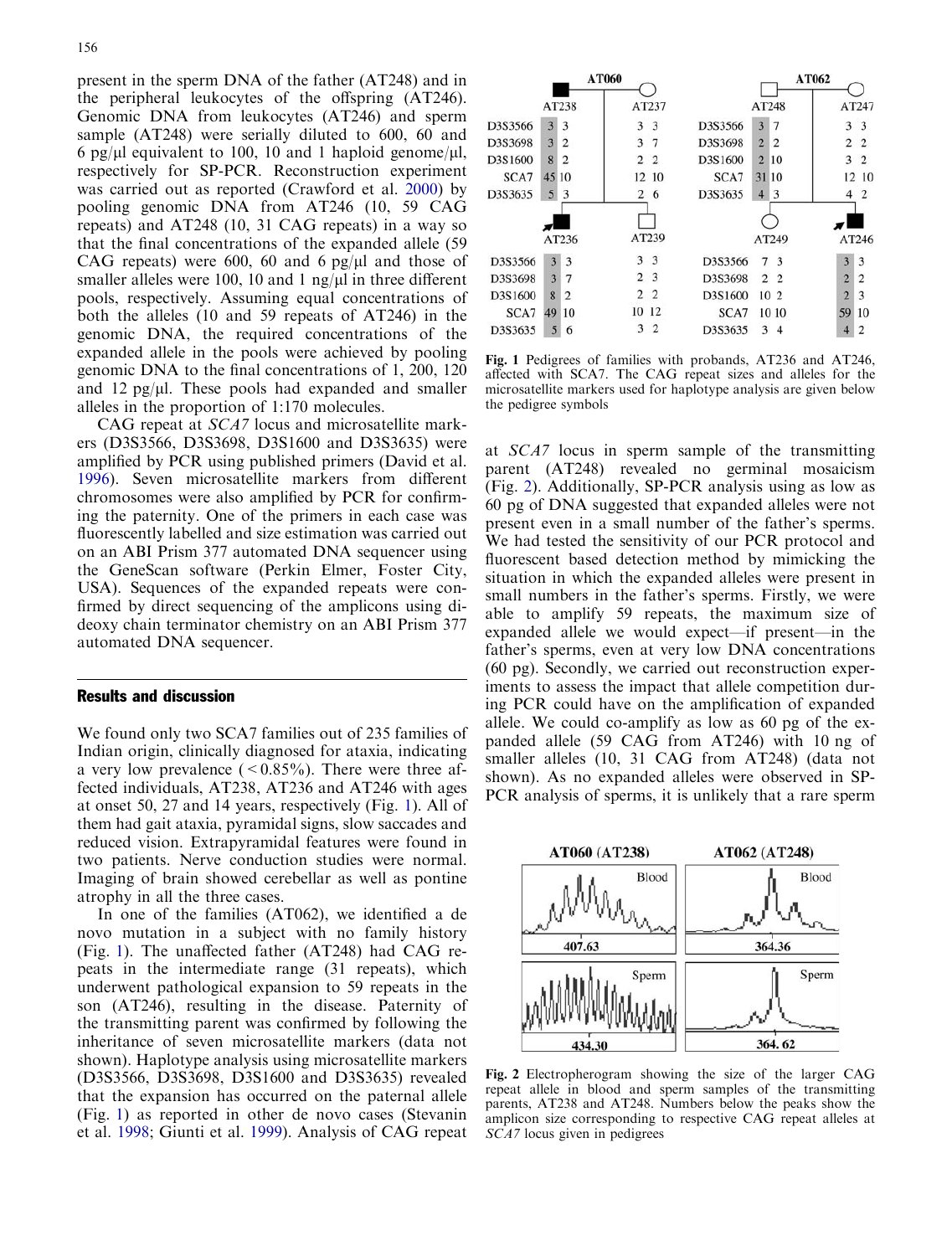present in the sperm DNA of the father (AT248) and in the peripheral leukocytes of the offspring (AT246). Genomic DNA from leukocytes (AT246) and sperm sample (AT248) were serially diluted to 600, 60 and 6 pg/μl equivalent to 100, 10 and 1 haploid genome/μl, respectively for SP-PCR. Reconstruction experiment was carried out as reported (Crawford et al. 2000) by pooling genomic DNA from AT246 (10, 59 CAG repeats) and AT248 (10, 31 CAG repeats) in a way so that the final concentrations of the expanded allele (59 CAG repeats) were 600, 60 and 6 pg/μl and those of smaller alleles were 100, 10 and 1 ng/μl in three different pools, respectively. Assuming equal concentrations of both the alleles (10 and 59 repeats of AT246) in the genomic DNA, the required concentrations of the expanded allele in the pools were achieved by pooling genomic DNA to the final concentrations of 1, 200, 120 and 12 pg/μl. These pools had expanded and smaller alleles in the proportion of 1:170 molecules.

CAG repeat at *SCA7* locus and microsatellite markers (D3S3566, D3S3698, D3S1600 and D3S3635) were amplified by PCR using published primers (David et al. 1996). Seven microsatellite markers from different chromosomes were also amplified by PCR for confirming the paternity. One of the primers in each case was fluorescently labelled and size estimation was carried out on an ABI Prism 377 automated DNA sequencer using the GeneScan software (Perkin Elmer, Foster City, USA). Sequences of the expanded repeats were confirmed by direct sequencing of the amplicons using dideoxy chain terminator chemistry on an ABI Prism 377 automated DNA sequencer.

## Results and discussion

We found only two SCA7 families out of 235 families of Indian origin, clinically diagnosed for ataxia, indicating a very low prevalence (<0.85%). There were three affected individuals, AT238, AT236 and AT246 with ages at onset 50, 27 and 14 years, respectively (Fig. 1). All of them had gait ataxia, pyramidal signs, slow saccades and reduced vision. Extrapyramidal features were found in two patients. Nerve conduction studies were normal. Imaging of brain showed cerebellar as well as pontine atrophy in all the three cases.

In one of the families (AT062), we identified a de novo mutation in a subject with no family history (Fig. 1). The unaffected father (AT248) had CAG repeats in the intermediate range (31 repeats), which underwent pathological expansion to 59 repeats in the son (AT246), resulting in the disease. Paternity of the transmitting parent was confirmed by following the inheritance of seven microsatellite markers (data not shown). Haplotype analysis using microsatellite markers (D3S3566, D3S3698, D3S1600 and D3S3635) revealed that the expansion has occurred on the paternal allele (Fig. 1) as reported in other de novo cases (Stevanin et al. 1998; Giunti et al. 1999). Analysis of CAG repeat at *SCA7* locus in sperm sample of the transmitting parent (AT248) revealed no germinal mosaicism (Fig. 2). Additionally, SP-PCR analysis using as low as 60 pg of DNA suggested that expanded alleles were not present even in a small number of the father's sperms. We had tested the sensitivity of our PCR protocol and fluorescent based detection method by mimicking the situation in which the expanded alleles were present in small numbers in the father's sperms. Firstly, we were able to amplify 59 repeats, the maximum size of expanded allele we would expect—if present—in the father's sperms, even at very low DNA concentrations (60 pg). Secondly, we carried out reconstruction experiments to assess the impact that allele competition during PCR could have on the amplification of expanded allele. We could co-amplify as low as 60 pg of the expanded allele (59 CAG from AT246) with 10 ng of smaller alleles (10, 31 CAG from AT248) (data not shown). As no expanded alleles were observed in SP-PCR analysis of sperms, it is unlikely that a rare sperm

**Family AT060**

| Marker | AT238 | AT237 | AT236 | AT239 |
|---|---|---|---|---|
| D3S3566 | 3 3 | 3 3 | 3 3 | 3 3 |
| D3S3698 | 3 2 | 3 7 | 3 7 | 2 3 |
| D3S1600 | 8 2 | 2 2 | 8 2 | 2 2 |
| SCA7 | 45 10 | 12 10 | 49 10 | 10 12 |
| D3S3635 | 5 3 | 2 6 | 5 6 | 3 2 |

**Family AT062**

| Marker | AT248 | AT247 | AT249 | AT246 |
|---|---|---|---|---|
| D3S3566 | 3 7 | 3 3 | 7 3 | 3 3 |
| D3S3698 | 2 2 | 2 2 | 2 2 | 2 2 |
| D3S1600 | 2 10 | 3 2 | 10 2 | 2 3 |
| SCA7 | 31 10 | 12 10 | 10 10 | 59 10 |
| D3S3635 | 4 3 | 4 2 | 3 4 | 4 2 |

Fig. 1 Pedigrees of families with probands, AT236 and AT246, affected with SCA7. The CAG repeat sizes and alleles for the microsatellite markers used for haplotype analysis are given below the pedigree symbols

Fig. 2 Electropherogram showing the size of the larger CAG repeat allele in blood and sperm samples of the transmitting parents, AT238 and AT248. Numbers below the peaks show the amplicon size corresponding to respective CAG repeat alleles at *SCA7* locus given in pedigrees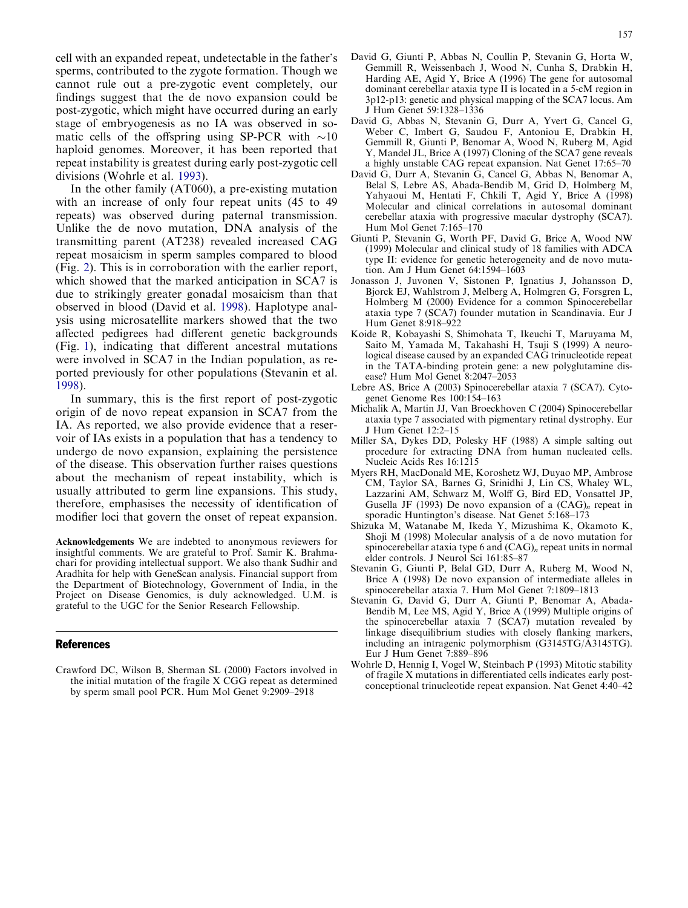cell with an expanded repeat, undetectable in the father's sperms, contributed to the zygote formation. Though we cannot rule out a pre-zygotic event completely, our findings suggest that the de novo expansion could be post-zygotic, which might have occurred during an early stage of embryogenesis as no IA was observed in somatic cells of the offspring using SP-PCR with ~10 haploid genomes. Moreover, it has been reported that repeat instability is greatest during early post-zygotic cell divisions (Wohrle et al. 1993).

In the other family (AT060), a pre-existing mutation with an increase of only four repeat units (45 to 49 repeats) was observed during paternal transmission. Unlike the de novo mutation, DNA analysis of the transmitting parent (AT238) revealed increased CAG repeat mosaicism in sperm samples compared to blood (Fig. 2). This is in corroboration with the earlier report, which showed that the marked anticipation in SCA7 is due to strikingly greater gonadal mosaicism than that observed in blood (David et al. 1998). Haplotype analysis using microsatellite markers showed that the two affected pedigrees had different genetic backgrounds (Fig. 1), indicating that different ancestral mutations were involved in SCA7 in the Indian population, as reported previously for other populations (Stevanin et al. 1998).

In summary, this is the first report of post-zygotic origin of de novo repeat expansion in SCA7 from the IA. As reported, we also provide evidence that a reservoir of IAs exists in a population that has a tendency to undergo de novo expansion, explaining the persistence of the disease. This observation further raises questions about the mechanism of repeat instability, which is usually attributed to germ line expansions. This study, therefore, emphasises the necessity of identification of modifier loci that govern the onset of repeat expansion.

**Acknowledgements** We are indebted to anonymous reviewers for insightful comments. We are grateful to Prof. Samir K. Brahmachari for providing intellectual support. We also thank Sudhir and Aradhita for help with GeneScan analysis. Financial support from the Department of Biotechnology, Government of India, in the Project on Disease Genomics, is duly acknowledged. U.M. is grateful to the UGC for the Senior Research Fellowship.

## References

Crawford DC, Wilson B, Sherman SL (2000) Factors involved in the initial mutation of the fragile X CGG repeat as determined by sperm small pool PCR. Hum Mol Genet 9:2909–2918

David G, Giunti P, Abbas N, Coullin P, Stevanin G, Horta W, Gemmill R, Weissenbach J, Wood N, Cunha S, Drabkin H, Harding AE, Agid Y, Brice A (1996) The gene for autosomal dominant cerebellar ataxia type II is located in a 5-cM region in 3p12-p13: genetic and physical mapping of the SCA7 locus. Am J Hum Genet 59:1328–1336

David G, Abbas N, Stevanin G, Durr A, Yvert G, Cancel G, Weber C, Imbert G, Saudou F, Antoniou E, Drabkin H, Gemmill R, Giunti P, Benomar A, Wood N, Ruberg M, Agid Y, Mandel JL, Brice A (1997) Cloning of the SCA7 gene reveals a highly unstable CAG repeat expansion. Nat Genet 17:65–70

David G, Durr A, Stevanin G, Cancel G, Abbas N, Benomar A, Belal S, Lebre AS, Abada-Bendib M, Grid D, Holmberg M, Yahyaoui M, Hentati F, Chkili T, Agid Y, Brice A (1998) Molecular and clinical correlations in autosomal dominant cerebellar ataxia with progressive macular dystrophy (SCA7). Hum Mol Genet 7:165–170

Giunti P, Stevanin G, Worth PF, David G, Brice A, Wood NW (1999) Molecular and clinical study of 18 families with ADCA type II: evidence for genetic heterogeneity and de novo mutation. Am J Hum Genet 64:1594–1603

Jonasson J, Juvonen V, Sistonen P, Ignatius J, Johansson D, Bjorck EJ, Wahlstrom J, Melberg A, Holmgren G, Forsgren L, Holmberg M (2000) Evidence for a common Spinocerebellar ataxia type 7 (SCA7) founder mutation in Scandinavia. Eur J Hum Genet 8:918–922

Koide R, Kobayashi S, Shimohata T, Ikeuchi T, Maruyama M, Saito M, Yamada M, Takahashi H, Tsuji S (1999) A neurological disease caused by an expanded CAG trinucleotide repeat in the TATA-binding protein gene: a new polyglutamine disease? Hum Mol Genet 8:2047–2053

Lebre AS, Brice A (2003) Spinocerebellar ataxia 7 (SCA7). Cytogenet Genome Res 100:154–163

Michalik A, Martin JJ, Van Broeckhoven C (2004) Spinocerebellar ataxia type 7 associated with pigmentary retinal dystrophy. Eur J Hum Genet 12:2–15

Miller SA, Dykes DD, Polesky HF (1988) A simple salting out procedure for extracting DNA from human nucleated cells. Nucleic Acids Res 16:1215

Myers RH, MacDonald ME, Koroshetz WJ, Duyao MP, Ambrose CM, Taylor SA, Barnes G, Srinidhi J, Lin CS, Whaley WL, Lazzarini AM, Schwarz M, Wolff G, Bird ED, Vonsattel JP, Gusella JF (1993) De novo expansion of a $(CAG)_n$ repeat in sporadic Huntington's disease. Nat Genet 5:168–173

Shizuka M, Watanabe M, Ikeda Y, Mizushima K, Okamoto K, Shoji M (1998) Molecular analysis of a de novo mutation for spinocerebellar ataxia type 6 and $(CAG)_n$ repeat units in normal elder controls. J Neurol Sci 161:85–87

Stevanin G, Giunti P, Belal GD, Durr A, Ruberg M, Wood N, Brice A (1998) De novo expansion of intermediate alleles in spinocerebellar ataxia 7. Hum Mol Genet 7:1809–1813

Stevanin G, David G, Durr A, Giunti P, Benomar A, Abada-Bendib M, Lee MS, Agid Y, Brice A (1999) Multiple origins of the spinocerebellar ataxia 7 (SCA7) mutation revealed by linkage disequilibrium studies with closely flanking markers, including an intragenic polymorphism (G3145TG/A3145TG). Eur J Hum Genet 7:889–896

Wohrle D, Hennig I, Vogel W, Steinbach P (1993) Mitotic stability of fragile X mutations in differentiated cells indicates early post-conceptional trinucleotide repeat expansion. Nat Genet 4:40–42